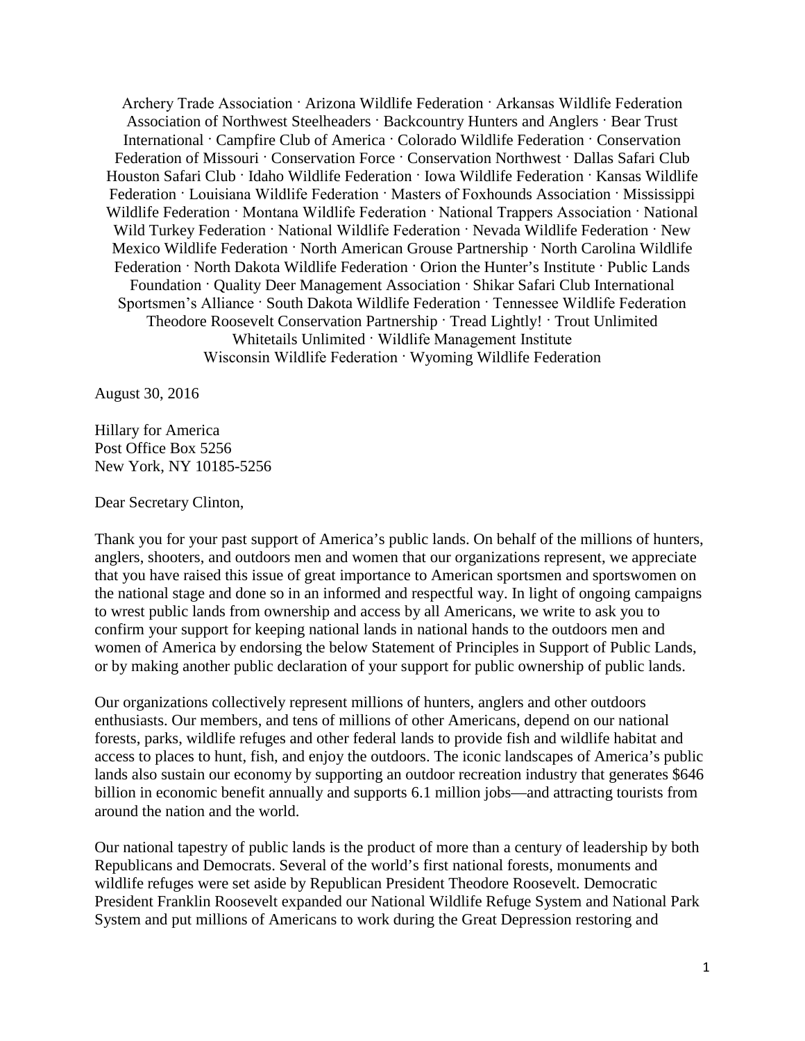Archery Trade Association · Arizona Wildlife Federation · Arkansas Wildlife Federation Association of Northwest Steelheaders · Backcountry Hunters and Anglers · Bear Trust International · Campfire Club of America · Colorado Wildlife Federation · Conservation Federation of Missouri · Conservation Force · Conservation Northwest · Dallas Safari Club Houston Safari Club · Idaho Wildlife Federation · Iowa Wildlife Federation · Kansas Wildlife Federation · Louisiana Wildlife Federation · Masters of Foxhounds Association · Mississippi Wildlife Federation · Montana Wildlife Federation · National Trappers Association · National Wild Turkey Federation · National Wildlife Federation · Nevada Wildlife Federation · New Mexico Wildlife Federation · North American Grouse Partnership · North Carolina Wildlife Federation · North Dakota Wildlife Federation · Orion the Hunter's Institute · Public Lands Foundation · Quality Deer Management Association · Shikar Safari Club International Sportsmen's Alliance · South Dakota Wildlife Federation · Tennessee Wildlife Federation Theodore Roosevelt Conservation Partnership · Tread Lightly! · Trout Unlimited Whitetails Unlimited · Wildlife Management Institute Wisconsin Wildlife Federation · Wyoming Wildlife Federation

August 30, 2016

Hillary for America
Post Office Box 5256
New York, NY 10185-5256

Dear Secretary Clinton,

Thank you for your past support of America's public lands. On behalf of the millions of hunters, anglers, shooters, and outdoors men and women that our organizations represent, we appreciate that you have raised this issue of great importance to American sportsmen and sportswomen on the national stage and done so in an informed and respectful way. In light of ongoing campaigns to wrest public lands from ownership and access by all Americans, we write to ask you to confirm your support for keeping national lands in national hands to the outdoors men and women of America by endorsing the below Statement of Principles in Support of Public Lands, or by making another public declaration of your support for public ownership of public lands.

Our organizations collectively represent millions of hunters, anglers and other outdoors enthusiasts. Our members, and tens of millions of other Americans, depend on our national forests, parks, wildlife refuges and other federal lands to provide fish and wildlife habitat and access to places to hunt, fish, and enjoy the outdoors. The iconic landscapes of America's public lands also sustain our economy by supporting an outdoor recreation industry that generates $646 billion in economic benefit annually and supports 6.1 million jobs—and attracting tourists from around the nation and the world.

Our national tapestry of public lands is the product of more than a century of leadership by both Republicans and Democrats. Several of the world's first national forests, monuments and wildlife refuges were set aside by Republican President Theodore Roosevelt. Democratic President Franklin Roosevelt expanded our National Wildlife Refuge System and National Park System and put millions of Americans to work during the Great Depression restoring and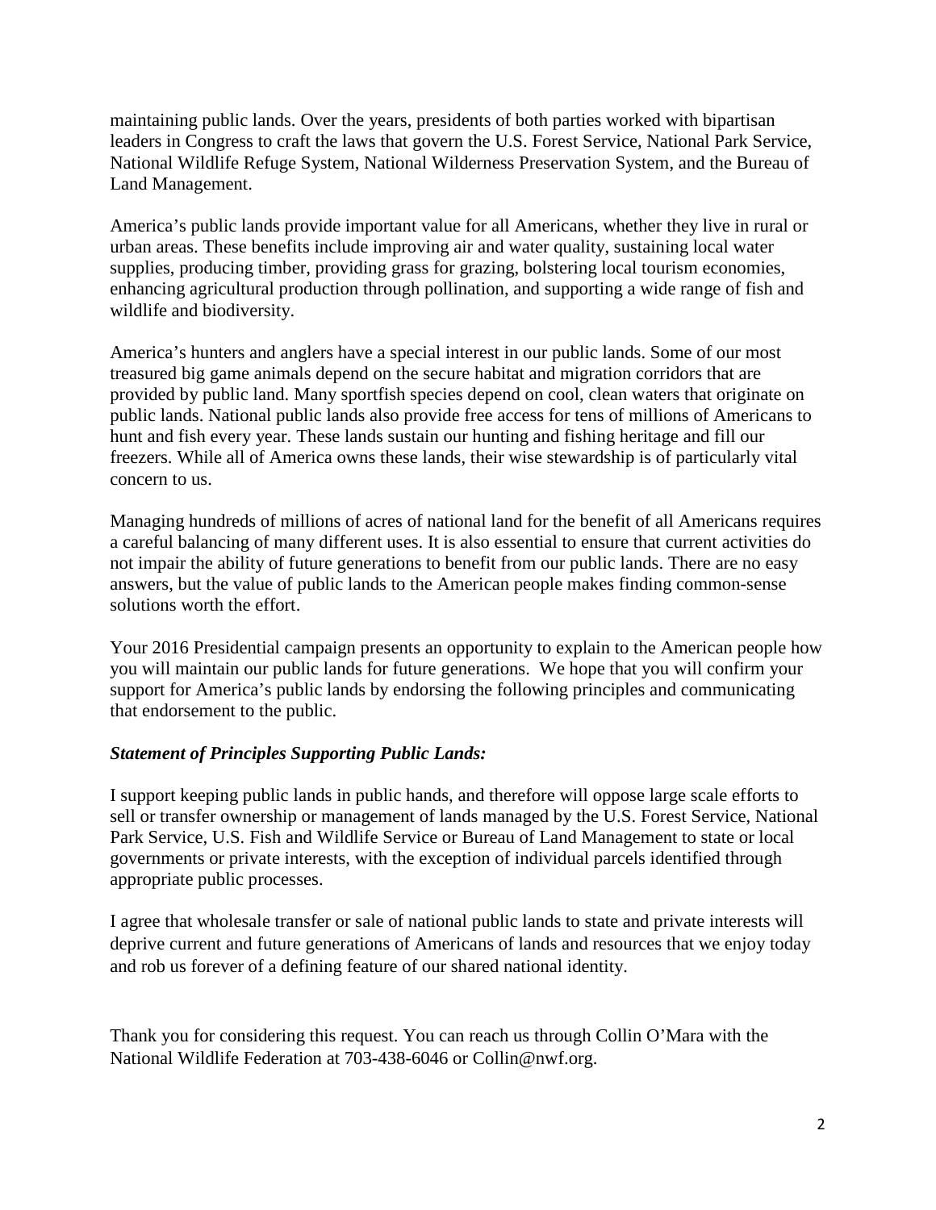maintaining public lands. Over the years, presidents of both parties worked with bipartisan leaders in Congress to craft the laws that govern the U.S. Forest Service, National Park Service, National Wildlife Refuge System, National Wilderness Preservation System, and the Bureau of Land Management.

America's public lands provide important value for all Americans, whether they live in rural or urban areas. These benefits include improving air and water quality, sustaining local water supplies, producing timber, providing grass for grazing, bolstering local tourism economies, enhancing agricultural production through pollination, and supporting a wide range of fish and wildlife and biodiversity.

America's hunters and anglers have a special interest in our public lands. Some of our most treasured big game animals depend on the secure habitat and migration corridors that are provided by public land. Many sportfish species depend on cool, clean waters that originate on public lands. National public lands also provide free access for tens of millions of Americans to hunt and fish every year. These lands sustain our hunting and fishing heritage and fill our freezers. While all of America owns these lands, their wise stewardship is of particularly vital concern to us.

Managing hundreds of millions of acres of national land for the benefit of all Americans requires a careful balancing of many different uses. It is also essential to ensure that current activities do not impair the ability of future generations to benefit from our public lands. There are no easy answers, but the value of public lands to the American people makes finding common-sense solutions worth the effort.

Your 2016 Presidential campaign presents an opportunity to explain to the American people how you will maintain our public lands for future generations. We hope that you will confirm your support for America's public lands by endorsing the following principles and communicating that endorsement to the public.

***Statement of Principles Supporting Public Lands:***

I support keeping public lands in public hands, and therefore will oppose large scale efforts to sell or transfer ownership or management of lands managed by the U.S. Forest Service, National Park Service, U.S. Fish and Wildlife Service or Bureau of Land Management to state or local governments or private interests, with the exception of individual parcels identified through appropriate public processes.

I agree that wholesale transfer or sale of national public lands to state and private interests will deprive current and future generations of Americans of lands and resources that we enjoy today and rob us forever of a defining feature of our shared national identity.

Thank you for considering this request. You can reach us through Collin O'Mara with the National Wildlife Federation at 703-438-6046 or Collin@nwf.org.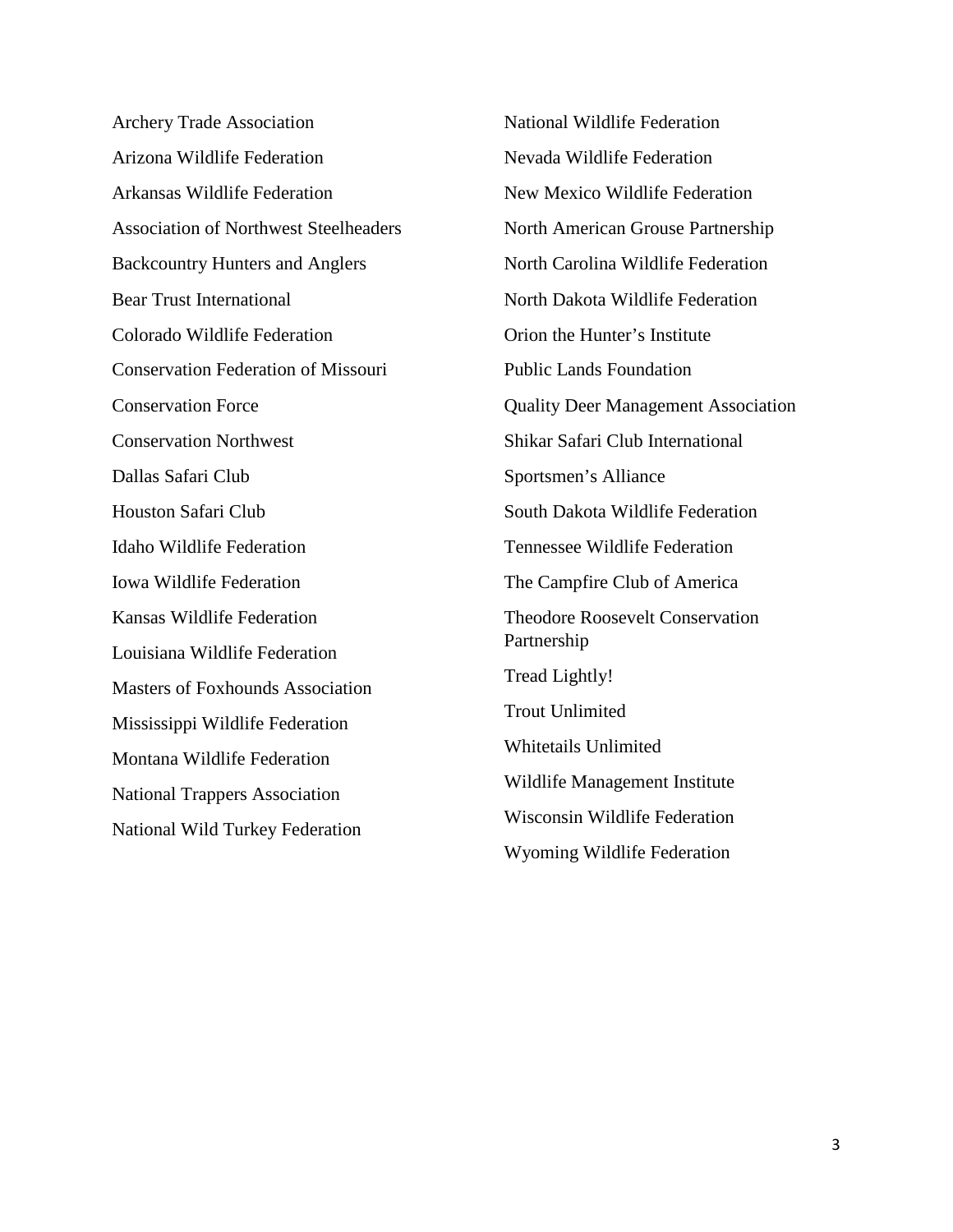Archery Trade Association

Arizona Wildlife Federation

Arkansas Wildlife Federation

Association of Northwest Steelheaders

Backcountry Hunters and Anglers

Bear Trust International

Colorado Wildlife Federation

Conservation Federation of Missouri

Conservation Force

Conservation Northwest

Dallas Safari Club

Houston Safari Club

Idaho Wildlife Federation

Iowa Wildlife Federation

Kansas Wildlife Federation

Louisiana Wildlife Federation

Masters of Foxhounds Association

Mississippi Wildlife Federation

Montana Wildlife Federation

National Trappers Association

National Wild Turkey Federation

National Wildlife Federation

Nevada Wildlife Federation

New Mexico Wildlife Federation

North American Grouse Partnership

North Carolina Wildlife Federation

North Dakota Wildlife Federation

Orion the Hunter's Institute

Public Lands Foundation

Quality Deer Management Association

Shikar Safari Club International

Sportsmen's Alliance

South Dakota Wildlife Federation

Tennessee Wildlife Federation

The Campfire Club of America

Theodore Roosevelt Conservation Partnership

Tread Lightly!

Trout Unlimited

Whitetails Unlimited

Wildlife Management Institute

Wisconsin Wildlife Federation

Wyoming Wildlife Federation